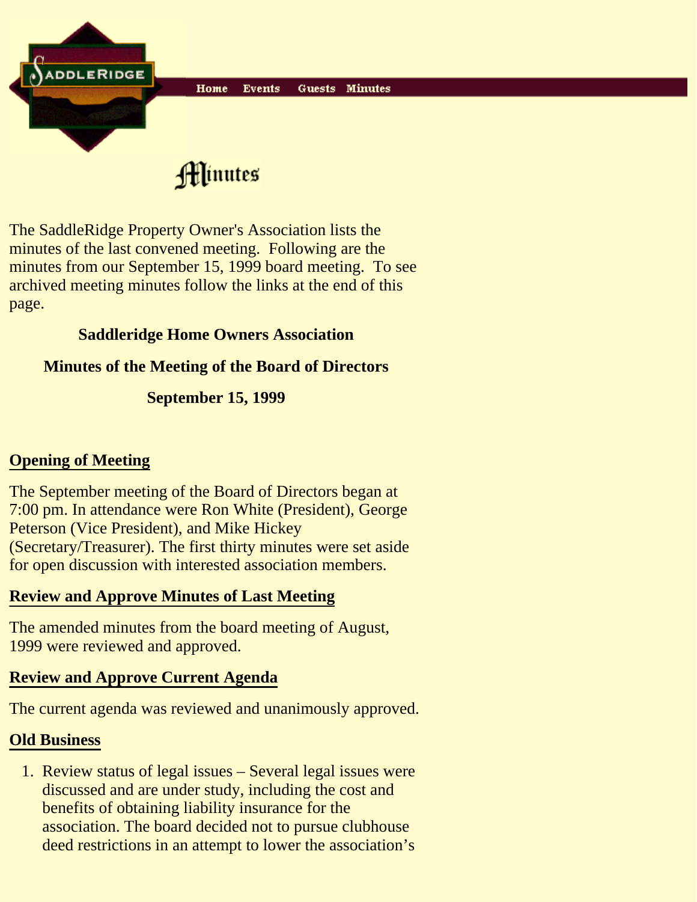Home Events Guests Minutes

# Minutes

The SaddleRidge Property Owner's Association lists the minutes of the last convened meeting. Following are the minutes from our September 15, 1999 board meeting. To see archived meeting minutes follow the links at the end of this page.

**Saddleridge Home Owners Association**

**Minutes of the Meeting of the Board of Directors**

**September 15, 1999**

## Opening of Meeting

The September meeting of the Board of Directors began at 7:00 pm. In attendance were Ron White (President), George Peterson (Vice President), and Mike Hickey (Secretary/Treasurer). The first thirty minutes were set aside for open discussion with interested association members.

## Review and Approve Minutes of Last Meeting

The amended minutes from the board meeting of August, 1999 were reviewed and approved.

## Review and Approve Current Agenda

The current agenda was reviewed and unanimously approved.

## Old Business

1. Review status of legal issues – Several legal issues were discussed and are under study, including the cost and benefits of obtaining liability insurance for the association. The board decided not to pursue clubhouse deed restrictions in an attempt to lower the association's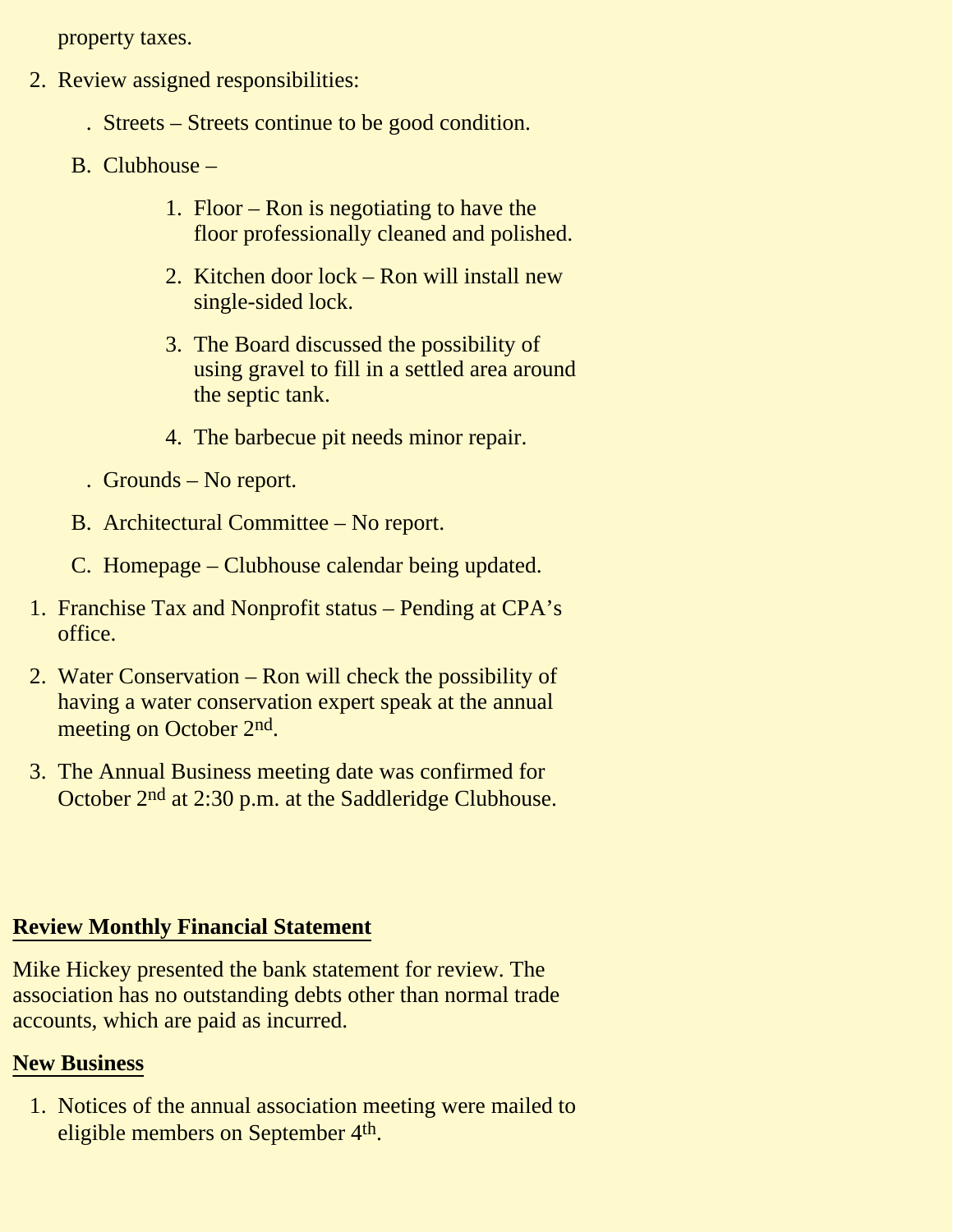property taxes.

2. Review assigned responsibilities:

    A. Streets – Streets continue to be good condition.

    B. Clubhouse –

        1. Floor – Ron is negotiating to have the floor professionally cleaned and polished.

        2. Kitchen door lock – Ron will install new single-sided lock.

        3. The Board discussed the possibility of using gravel to fill in a settled area around the septic tank.

        4. The barbecue pit needs minor repair.

    A. Grounds – No report.

    B. Architectural Committee – No report.

    C. Homepage – Clubhouse calendar being updated.

1. Franchise Tax and Nonprofit status – Pending at CPA's office.

2. Water Conservation – Ron will check the possibility of having a water conservation expert speak at the annual meeting on October 2nd.

3. The Annual Business meeting date was confirmed for October 2nd at 2:30 p.m. at the Saddleridge Clubhouse.

**Review Monthly Financial Statement**

Mike Hickey presented the bank statement for review. The association has no outstanding debts other than normal trade accounts, which are paid as incurred.

**New Business**

1. Notices of the annual association meeting were mailed to eligible members on September 4th.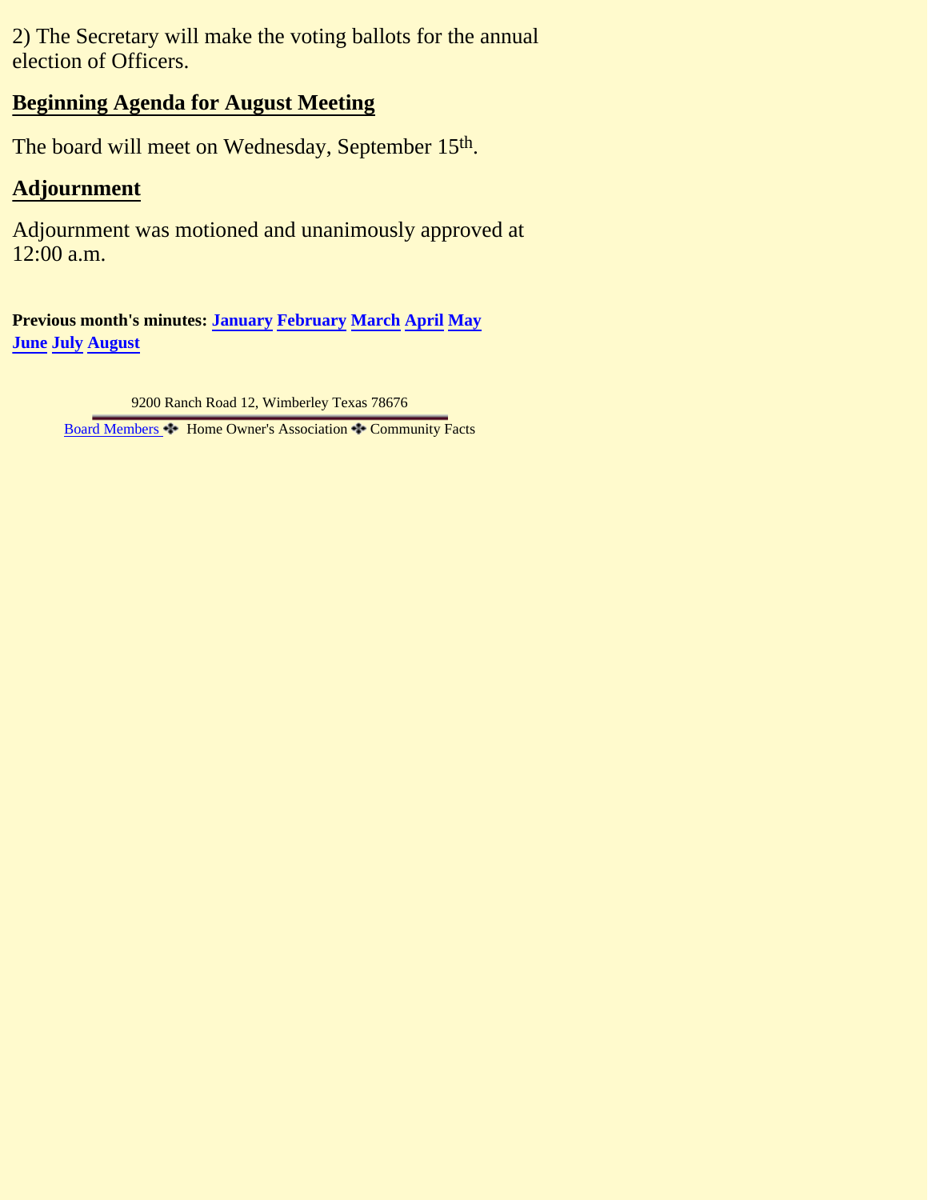2) The Secretary will make the voting ballots for the annual election of Officers.

## Beginning Agenda for August Meeting

The board will meet on Wednesday, September 15th.

## Adjournment

Adjournment was motioned and unanimously approved at 12:00 a.m.

**Previous month's minutes: January February March April May June July August**

9200 Ranch Road 12, Wimberley Texas 78676

Board Members ✣ Home Owner's Association ✣ Community Facts